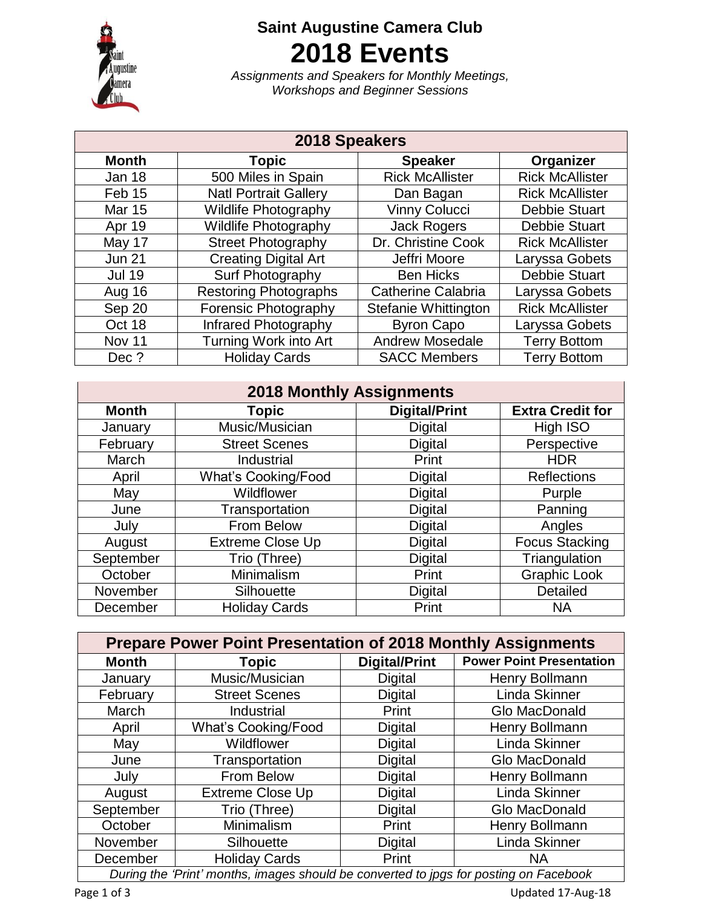## Saint Augustine Camera Club

# 2018 Events

*Assignments and Speakers for Monthly Meetings, Workshops and Beginner Sessions*

| 2018 Speakers | | | |
|---|---|---|---|
| **Month** | **Topic** | **Speaker** | **Organizer** |
| Jan 18 | 500 Miles in Spain | Rick McAllister | Rick McAllister |
| Feb 15 | Natl Portrait Gallery | Dan Bagan | Rick McAllister |
| Mar 15 | Wildlife Photography | Vinny Colucci | Debbie Stuart |
| Apr 19 | Wildlife Photography | Jack Rogers | Debbie Stuart |
| May 17 | Street Photography | Dr. Christine Cook | Rick McAllister |
| Jun 21 | Creating Digital Art | Jeffri Moore | Laryssa Gobets |
| Jul 19 | Surf Photography | Ben Hicks | Debbie Stuart |
| Aug 16 | Restoring Photographs | Catherine Calabria | Laryssa Gobets |
| Sep 20 | Forensic Photography | Stefanie Whittington | Rick McAllister |
| Oct 18 | Infrared Photography | Byron Capo | Laryssa Gobets |
| Nov 11 | Turning Work into Art | Andrew Mosedale | Terry Bottom |
| Dec ? | Holiday Cards | SACC Members | Terry Bottom |

| 2018 Monthly Assignments | | | |
|---|---|---|---|
| **Month** | **Topic** | **Digital/Print** | **Extra Credit for** |
| January | Music/Musician | Digital | High ISO |
| February | Street Scenes | Digital | Perspective |
| March | Industrial | Print | HDR |
| April | What's Cooking/Food | Digital | Reflections |
| May | Wildflower | Digital | Purple |
| June | Transportation | Digital | Panning |
| July | From Below | Digital | Angles |
| August | Extreme Close Up | Digital | Focus Stacking |
| September | Trio (Three) | Digital | Triangulation |
| October | Minimalism | Print | Graphic Look |
| November | Silhouette | Digital | Detailed |
| December | Holiday Cards | Print | NA |

| Prepare Power Point Presentation of 2018 Monthly Assignments | | | |
|---|---|---|---|
| **Month** | **Topic** | **Digital/Print** | **Power Point Presentation** |
| January | Music/Musician | Digital | Henry Bollmann |
| February | Street Scenes | Digital | Linda Skinner |
| March | Industrial | Print | Glo MacDonald |
| April | What's Cooking/Food | Digital | Henry Bollmann |
| May | Wildflower | Digital | Linda Skinner |
| June | Transportation | Digital | Glo MacDonald |
| July | From Below | Digital | Henry Bollmann |
| August | Extreme Close Up | Digital | Linda Skinner |
| September | Trio (Three) | Digital | Glo MacDonald |
| October | Minimalism | Print | Henry Bollmann |
| November | Silhouette | Digital | Linda Skinner |
| December | Holiday Cards | Print | NA |

*During the 'Print' months, images should be converted to jpgs for posting on Facebook*

Updated 17-Aug-18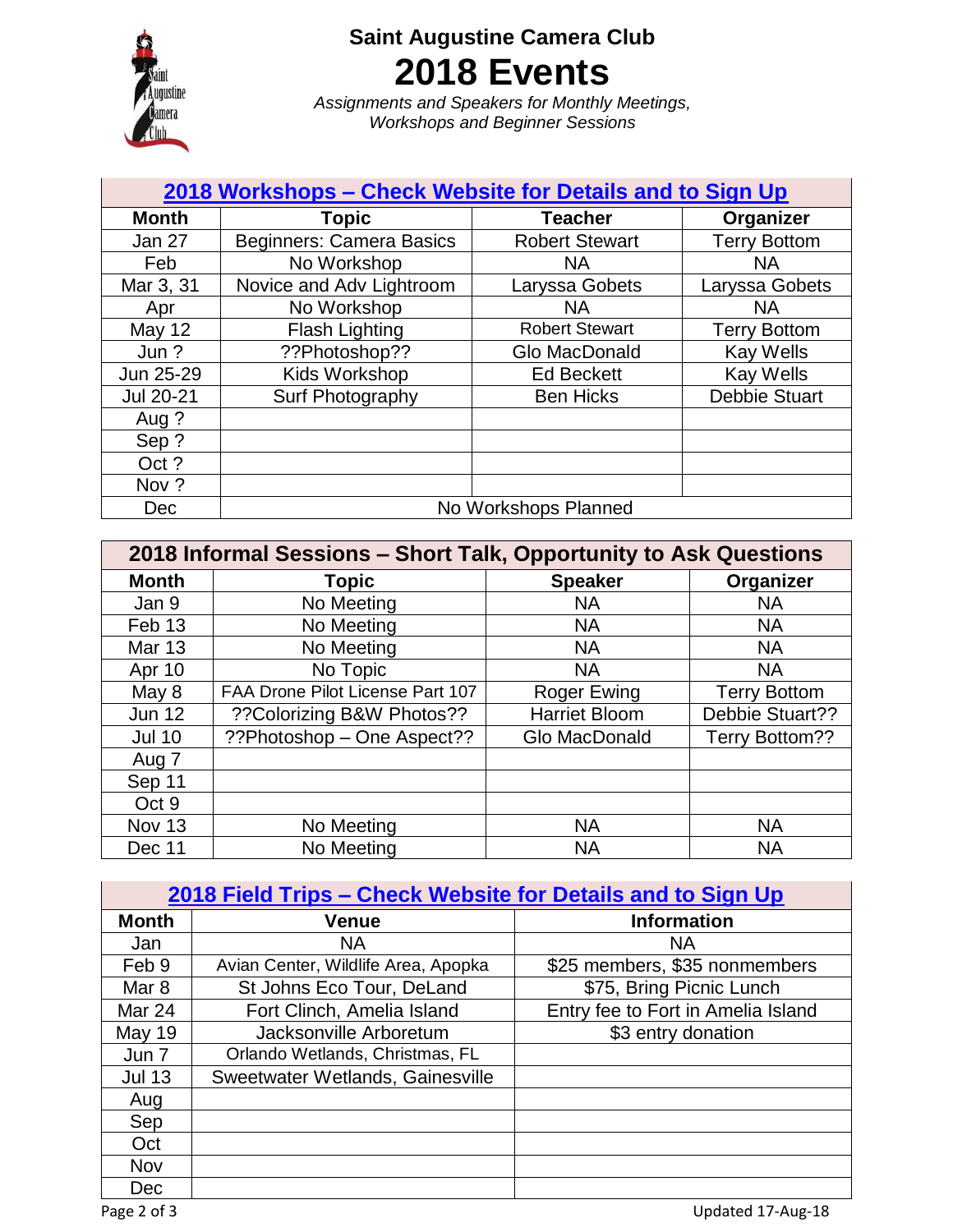# Saint Augustine Camera Club

# 2018 Events

*Assignments and Speakers for Monthly Meetings, Workshops and Beginner Sessions*

| 2018 Workshops – Check Website for Details and to Sign Up | | | |
|---|---|---|---|
| **Month** | **Topic** | **Teacher** | **Organizer** |
| Jan 27 | Beginners: Camera Basics | Robert Stewart | Terry Bottom |
| Feb | No Workshop | NA | NA |
| Mar 3, 31 | Novice and Adv Lightroom | Laryssa Gobets | Laryssa Gobets |
| Apr | No Workshop | NA | NA |
| May 12 | Flash Lighting | Robert Stewart | Terry Bottom |
| Jun ? | ??Photoshop?? | Glo MacDonald | Kay Wells |
| Jun 25-29 | Kids Workshop | Ed Beckett | Kay Wells |
| Jul 20-21 | Surf Photography | Ben Hicks | Debbie Stuart |
| Aug ? | | | |
| Sep ? | | | |
| Oct ? | | | |
| Nov ? | | | |
| Dec | No Workshops Planned | | |

| 2018 Informal Sessions – Short Talk, Opportunity to Ask Questions | | | |
|---|---|---|---|
| **Month** | **Topic** | **Speaker** | **Organizer** |
| Jan 9 | No Meeting | NA | NA |
| Feb 13 | No Meeting | NA | NA |
| Mar 13 | No Meeting | NA | NA |
| Apr 10 | No Topic | NA | NA |
| May 8 | FAA Drone Pilot License Part 107 | Roger Ewing | Terry Bottom |
| Jun 12 | ??Colorizing B&W Photos?? | Harriet Bloom | Debbie Stuart?? |
| Jul 10 | ??Photoshop – One Aspect?? | Glo MacDonald | Terry Bottom?? |
| Aug 7 | | | |
| Sep 11 | | | |
| Oct 9 | | | |
| Nov 13 | No Meeting | NA | NA |
| Dec 11 | No Meeting | NA | NA |

| 2018 Field Trips – Check Website for Details and to Sign Up | | |
|---|---|---|
| **Month** | **Venue** | **Information** |
| Jan | NA | NA |
| Feb 9 | Avian Center, Wildlife Area, Apopka | $25 members, $35 nonmembers |
| Mar 8 | St Johns Eco Tour, DeLand | $75, Bring Picnic Lunch |
| Mar 24 | Fort Clinch, Amelia Island | Entry fee to Fort in Amelia Island |
| May 19 | Jacksonville Arboretum | $3 entry donation |
| Jun 7 | Orlando Wetlands, Christmas, FL | |
| Jul 13 | Sweetwater Wetlands, Gainesville | |
| Aug | | |
| Sep | | |
| Oct | | |
| Nov | | |
| Dec | | |

Updated 17-Aug-18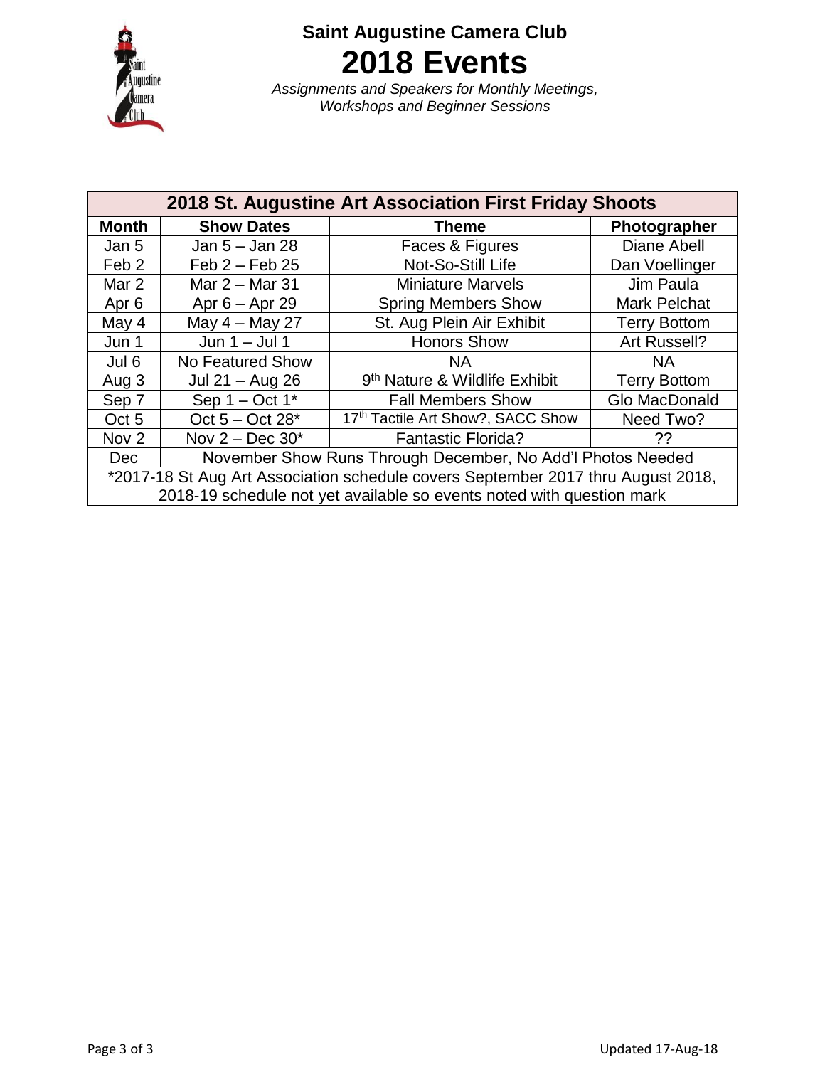# Saint Augustine Camera Club

# 2018 Events

*Assignments and Speakers for Monthly Meetings, Workshops and Beginner Sessions*

| 2018 St. Augustine Art Association First Friday Shoots | | | |
|---|---|---|---|
| **Month** | **Show Dates** | **Theme** | **Photographer** |
| Jan 5 | Jan 5 – Jan 28 | Faces & Figures | Diane Abell |
| Feb 2 | Feb 2 – Feb 25 | Not-So-Still Life | Dan Voellinger |
| Mar 2 | Mar 2 – Mar 31 | Miniature Marvels | Jim Paula |
| Apr 6 | Apr 6 – Apr 29 | Spring Members Show | Mark Pelchat |
| May 4 | May 4 – May 27 | St. Aug Plein Air Exhibit | Terry Bottom |
| Jun 1 | Jun 1 – Jul 1 | Honors Show | Art Russell? |
| Jul 6 | No Featured Show | NA | NA |
| Aug 3 | Jul 21 – Aug 26 | 9th Nature & Wildlife Exhibit | Terry Bottom |
| Sep 7 | Sep 1 – Oct 1* | Fall Members Show | Glo MacDonald |
| Oct 5 | Oct 5 – Oct 28* | 17th Tactile Art Show?, SACC Show | Need Two? |
| Nov 2 | Nov 2 – Dec 30* | Fantastic Florida? | ?? |
| Dec | November Show Runs Through December, No Add'l Photos Needed | | |
| *2017-18 St Aug Art Association schedule covers September 2017 thru August 2018, 2018-19 schedule not yet available so events noted with question mark | | | |

Updated 17-Aug-18